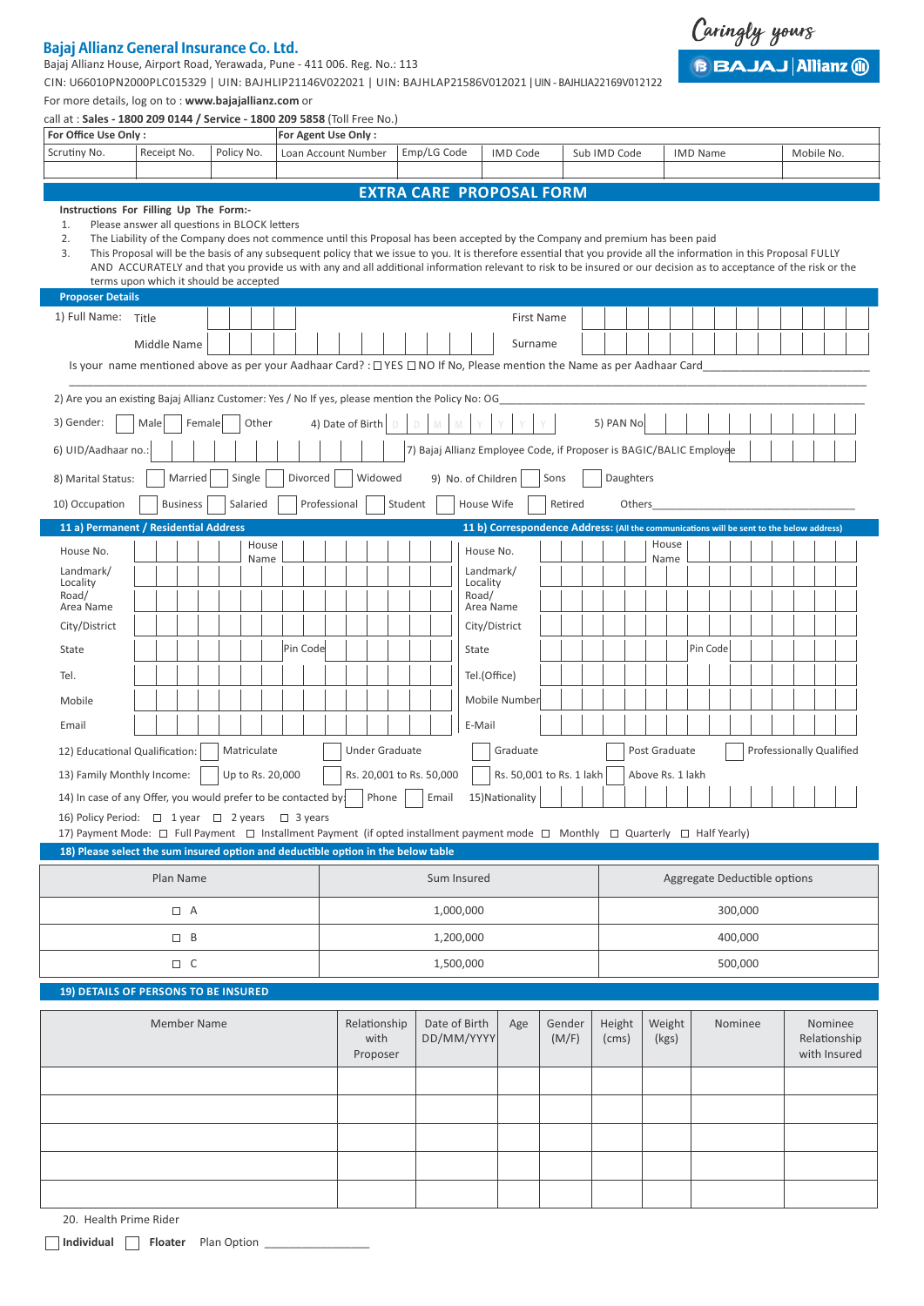## Bajaj Allianz General Insurance Co. Ltd.

Bajaj Allianz House, Airport Road, Yerawada, Pune - 411 006. Reg. No.: 113

CIN: U66010PN2000PLC015329 | UIN: BAJHLIP21146V022021 | UIN: BAJHLAP21586V012021 | UIN - BAJHLIA22169V012122

For more details, log on to : **www.bajajallianz.com** or

call at : **Sales - 1800 209 0144 / Service - 1800 209 5858** (Toll Free No.)

Caringly yours

BAJAJ | Allianz

| For Office Use Only : | | | For Agent Use Only : | | | | | |
|---|---|---|---|---|---|---|---|---|
| Scrutiny No. | Receipt No. | Policy No. | Loan Account Number | Emp/LG Code | IMD Code | Sub IMD Code | IMD Name | Mobile No. |
| | | | | | | | | |

# EXTRA CARE PROPOSAL FORM

**Instructions For Filling Up The Form:-**

1. Please answer all questions in BLOCK letters
2. The Liability of the Company does not commence until this Proposal has been accepted by the Company and premium has been paid
3. This Proposal will be the basis of any subsequent policy that we issue to you. It is therefore essential that you provide all the information in this Proposal FULLY AND ACCURATELY and that you provide us with any and all additional information relevant to risk to be insured or our decision as to acceptance of the risk or the terms upon which it should be accepted

### Proposer Details

1) Full Name: Title ________ First Name ________

Middle Name ________ Surname ________

Is your name mentioned above as per your Aadhaar Card? : ☐ YES ☐ NO If No, Please mention the Name as per Aadhaar Card________

2) Are you an existing Bajaj Allianz Customer: Yes / No If yes, please mention the Policy No: OG________

3) Gender: ☐ Male ☐ Female ☐ Other 4) Date of Birth D D M M Y Y Y Y 5) PAN No ________

6) UID/Aadhaar no.: ________ 7) Bajaj Allianz Employee Code, if Proposer is BAGIC/BALIC Employee ________

8) Marital Status: ☐ Married ☐ Single ☐ Divorced ☐ Widowed 9) No. of Children ☐ Sons ☐ Daughters

10) Occupation ☐ Business ☐ Salaried ☐ Professional ☐ Student ☐ House Wife ☐ Retired Others________

| 11 a) Permanent / Residential Address | | 11 b) Correspondence Address: (All the communications will be sent to the below address) | |
|---|---|---|---|
| House No. | House Name | House No. | House Name |
| Landmark/ Locality | | Landmark/ Locality | |
| Road/ Area Name | | Road/ Area Name | |
| City/District | | City/District | |
| State | Pin Code | State | Pin Code |
| Tel. | | Tel.(Office) | |
| Mobile | | Mobile Number | |
| Email | | E-Mail | |

12) Educational Qualification: ☐ Matriculate ☐ Under Graduate ☐ Graduate ☐ Post Graduate ☐ Professionally Qualified

13) Family Monthly Income: ☐ Up to Rs. 20,000 ☐ Rs. 20,001 to Rs. 50,000 ☐ Rs. 50,001 to Rs. 1 lakh ☐ Above Rs. 1 lakh

14) In case of any Offer, you would prefer to be contacted by: ☐ Phone ☐ Email 15)Nationality ________

16) Policy Period: ☐ 1 year ☐ 2 years ☐ 3 years

17) Payment Mode: ☐ Full Payment ☐ Installment Payment (if opted installment payment mode ☐ Monthly ☐ Quarterly ☐ Half Yearly)

### 18) Please select the sum insured option and deductible option in the below table

| Plan Name | Sum Insured | Aggregate Deductible options |
|---|---|---|
| ☐ A | 1,000,000 | 300,000 |
| ☐ B | 1,200,000 | 400,000 |
| ☐ C | 1,500,000 | 500,000 |

### 19) DETAILS OF PERSONS TO BE INSURED

| Member Name | Relationship with Proposer | Date of Birth DD/MM/YYYY | Age | Gender (M/F) | Height (cms) | Weight (kgs) | Nominee | Nominee Relationship with Insured |
|---|---|---|---|---|---|---|---|---|
| | | | | | | | | |
| | | | | | | | | |
| | | | | | | | | |
| | | | | | | | | |
| | | | | | | | | |

20. Health Prime Rider

☐ **Individual** ☐ **Floater** Plan Option ________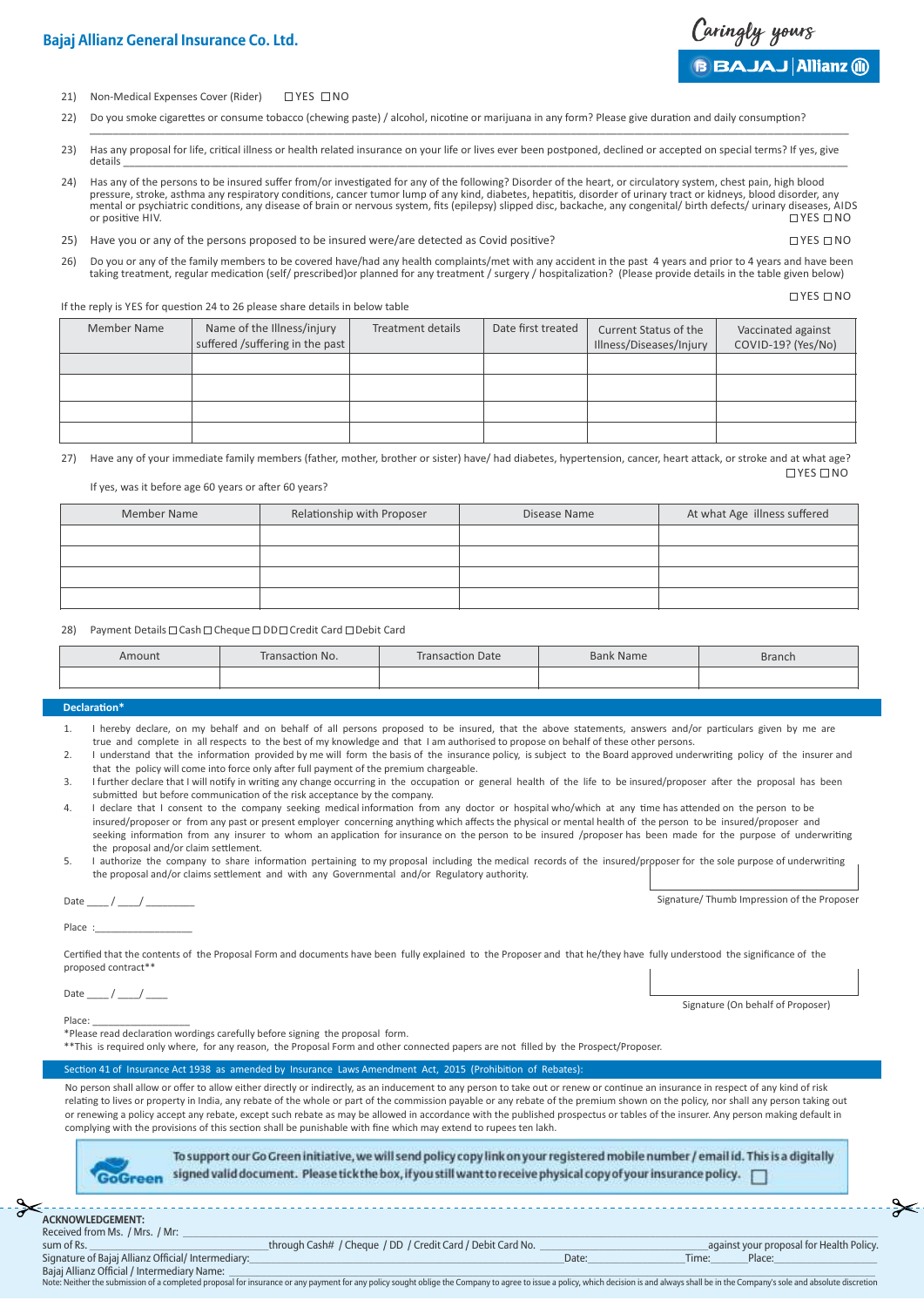Bajaj Allianz General Insurance Co. Ltd.

Caringly yours

BAJAJ | Allianz

21) Non-Medical Expenses Cover (Rider) ☐YES ☐NO

22) Do you smoke cigarettes or consume tobacco (chewing paste) / alcohol, nicotine or marijuana in any form? Please give duration and daily consumption?

_______________________________________________

23) Has any proposal for life, critical illness or health related insurance on your life or lives ever been postponed, declined or accepted on special terms? If yes, give details _______________________________________________

24) Has any of the persons to be insured suffer from/or investigated for any of the following? Disorder of the heart, or circulatory system, chest pain, high blood pressure, stroke, asthma any respiratory conditions, cancer tumor lump of any kind, diabetes, hepatitis, disorder of urinary tract or kidneys, blood disorder, any mental or psychiatric conditions, any disease of brain or nervous system, fits (epilepsy) slipped disc, backache, any congenital/ birth defects/ urinary diseases, AIDS or positive HIV. ☐YES ☐NO

25) Have you or any of the persons proposed to be insured were/are detected as Covid positive? ☐YES ☐NO

26) Do you or any of the family members to be covered have/had any health complaints/met with any accident in the past 4 years and prior to 4 years and have been taking treatment, regular medication (self/ prescribed)or planned for any treatment / surgery / hospitalization? (Please provide details in the table given below) ☐YES ☐NO

If the reply is YES for question 24 to 26 please share details in below table

| Member Name | Name of the Illness/injury suffered /suffering in the past | Treatment details | Date first treated | Current Status of the Illness/Diseases/Injury | Vaccinated against COVID-19? (Yes/No) |
|---|---|---|---|---|---|
| | | | | | |
| | | | | | |
| | | | | | |
| | | | | | |

27) Have any of your immediate family members (father, mother, brother or sister) have/ had diabetes, hypertension, cancer, heart attack, or stroke and at what age? ☐YES ☐NO

If yes, was it before age 60 years or after 60 years?

| Member Name | Relationship with Proposer | Disease Name | At what Age illness suffered |
|---|---|---|---|
| | | | |
| | | | |
| | | | |
| | | | |

28) Payment Details ☐Cash ☐Cheque ☐DD ☐Credit Card ☐Debit Card

| Amount | Transaction No. | Transaction Date | Bank Name | Branch |
|---|---|---|---|---|
| | | | | |

## Declaration*

1. I hereby declare, on my behalf and on behalf of all persons proposed to be insured, that the above statements, answers and/or particulars given by me are true and complete in all respects to the best of my knowledge and that I am authorised to propose on behalf of these other persons.
2. I understand that the information provided by me will form the basis of the insurance policy, is subject to the Board approved underwriting policy of the insurer and that the policy will come into force only after full payment of the premium chargeable.
3. I further declare that I will notify in writing any change occurring in the occupation or general health of the life to be insured/proposer after the proposal has been submitted but before communication of the risk acceptance by the company.
4. I declare that I consent to the company seeking medical information from any doctor or hospital who/which at any time has attended on the person to be insured/proposer or from any past or present employer concerning anything which affects the physical or mental health of the person to be insured/proposer and seeking information from any insurer to whom an application for insurance on the person to be insured /proposer has been made for the purpose of underwriting the proposal and/or claim settlement.
5. I authorize the company to share information pertaining to my proposal including the medical records of the insured/proposer for the sole purpose of underwriting the proposal and/or claims settlement and with any Governmental and/or Regulatory authority.

Date ____ / ____/ _________

Signature/ Thumb Impression of the Proposer

Place :__________________

Certified that the contents of the Proposal Form and documents have been fully explained to the Proposer and that he/they have fully understood the significance of the proposed contract**

Date ____ / ____/ ____

Signature (On behalf of Proposer)

Place: __________________

*Please read declaration wordings carefully before signing the proposal form.

**This is required only where, for any reason, the Proposal Form and other connected papers are not filled by the Prospect/Proposer.

## Section 41 of Insurance Act 1938 as amended by Insurance Laws Amendment Act, 2015 (Prohibition of Rebates):

No person shall allow or offer to allow either directly or indirectly, as an inducement to any person to take out or renew or continue an insurance in respect of any kind of risk relating to lives or property in India, any rebate of the whole or part of the commission payable or any rebate of the premium shown on the policy, nor shall any person taking out or renewing a policy accept any rebate, except such rebate as may be allowed in accordance with the published prospectus or tables of the insurer. Any person making default in complying with the provisions of this section shall be punishable with fine which may extend to rupees ten lakh.

GoGreen

To support our Go Green initiative, we will send policy copy link on your registered mobile number / email id. This is a digitally signed valid document. Please tick the box, if you still want to receive physical copy of your insurance policy. ☐

**ACKNOWLEDGEMENT:**

Received from Ms. / Mrs. / Mr: _______________________________________________

sum of Rs. ____________________ through Cash# / Cheque / DD / Credit Card / Debit Card No. ____________________ against your proposal for Health Policy.

Signature of Bajaj Allianz Official/ Intermediary: ____________________ Date:__________ Time:______ Place:__________

Bajaj Allianz Official / Intermediary Name: _______________________________________________

Note: Neither the submission of a completed proposal for insurance or any payment for any policy sought oblige the Company to agree to issue a policy, which decision is and always shall be in the Company's sole and absolute discretion